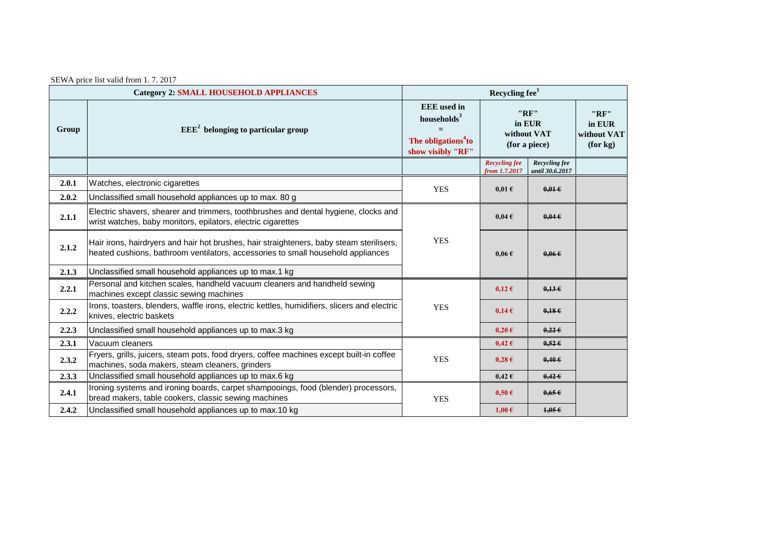SEWA price list valid from 1. 7. 2017

| Category 2: SMALL HOUSEHOLD APPLIANCES | | Recycling fee[1] | | | |
|---|---|---|---|---|---|
| Group | EEE[2] belonging to particular group | EEE used in households[3] = The obligations[4] to show visibly "RF" | "RF" in EUR without VAT (for a piece) | | "RF" in EUR without VAT (for kg) |
| | | | *Recycling fee from 1.7.2017* | *Recycling fee until 30.6.2017* | |
| **2.0.1** | Watches, electronic cigarettes | YES | 0,01 € | ~~0,01 €~~ | |
| **2.0.2** | Unclassified small household appliances up to max. 80 g | | | | |
| **2.1.1** | Electric shavers, shearer and trimmers, toothbrushes and dental hygiene, clocks and wrist watches, baby monitors, epilators, electric cigarettes | YES | 0,04 € | ~~0,04 €~~ | |
| **2.1.2** | Hair irons, hairdryers and hair hot brushes, hair straighteners, baby steam sterilisers, heated cushions, bathroom ventilators, accessories to small household appliances | | 0,06 € | ~~0,06 €~~ | |
| **2.1.3** | Unclassified small household appliances up to max.1 kg | | | | |
| **2.2.1** | Personal and kitchen scales, handheld vacuum cleaners and handheld sewing machines except classic sewing machines | YES | 0,12 € | ~~0,13 €~~ | |
| **2.2.2** | Irons, toasters, blenders, waffle irons, electric kettles, humidifiers, slicers and electric knives, electric baskets | | 0,14 € | ~~0,18 €~~ | |
| **2.2.3** | Unclassified small household appliances up to max.3 kg | | 0,20 € | ~~0,22 €~~ | |
| **2.3.1** | Vacuum cleaners | YES | 0,42 € | ~~0,52 €~~ | |
| **2.3.2** | Fryers, grills, juicers, steam pots, food dryers, coffee machines except built-in coffee machines, soda makers, steam cleaners, grinders | | 0,28 € | ~~0,40 €~~ | |
| **2.3.3** | Unclassified small household appliances up to max.6 kg | | 0,42 € | ~~0,42 €~~ | |
| **2.4.1** | Ironing systems and ironing boards, carpet shampooings, food (blender) processors, bread makers, table cookers, classic sewing machines | YES | 0,50 € | ~~0,65 €~~ | |
| **2.4.2** | Unclassified small household appliances up to max.10 kg | | 1,00 € | ~~1,05 €~~ | |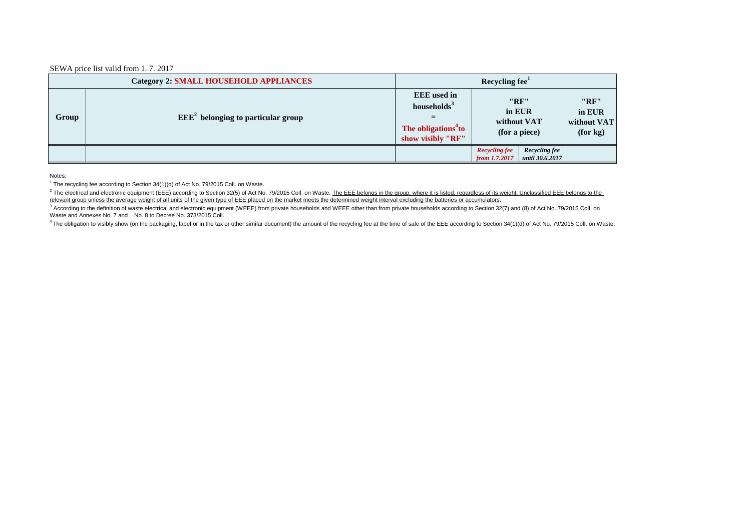SEWA price list valid from 1. 7. 2017

| Category 2: SMALL HOUSEHOLD APPLIANCES | | Recycling fee[1] | | | |
|---|---|---|---|---|---|
| Group | EEE[2] belonging to particular group | EEE used in households[3] = The obligations[4] to show visibly "RF" | "RF" in EUR without VAT (for a piece) | | "RF" in EUR without VAT (for kg) |
| | | | *Recycling fee from 1.7.2017* | *Recycling fee until 30.6.2017* | |

Notes:

[1] The recycling fee according to Section 34(1)(d) of Act No. 79/2015 Coll. on Waste.

[2] The electrical and electronic equipment (EEE) according to Section 32(5) of Act No. 79/2015 Coll. on Waste. The EEE belongs in the group, where it is listed, regardless of its weight. Unclassified EEE belongs to the relevant group unless the average weight of all units of the given type of EEE placed on the market meets the determined weight interval excluding the batteries or accumulators.

[3] According to the definition of waste electrical and electronic equipment (WEEE) from private households and WEEE other than from private households according to Section 32(7) and (8) of Act No. 79/2015 Coll. on Waste and Annexes No. 7 and No. 8 to Decree No. 373/2015 Coll.

[4] The obligation to visibly show (on the packaging, label or in the tax or other similar document) the amount of the recycling fee at the time of sale of the EEE according to Section 34(1)(d) of Act No. 79/2015 Coll. on Waste.